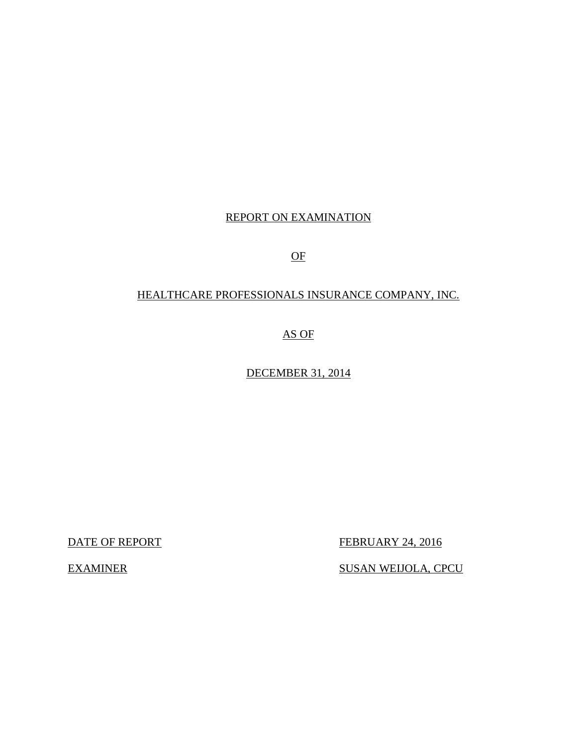REPORT ON EXAMINATION

OF

HEALTHCARE PROFESSIONALS INSURANCE COMPANY, INC.

AS OF

DECEMBER 31, 2014

| | |
|---|---|
| DATE OF REPORT | FEBRUARY 24, 2016 |
| EXAMINER | SUSAN WEIJOLA, CPCU |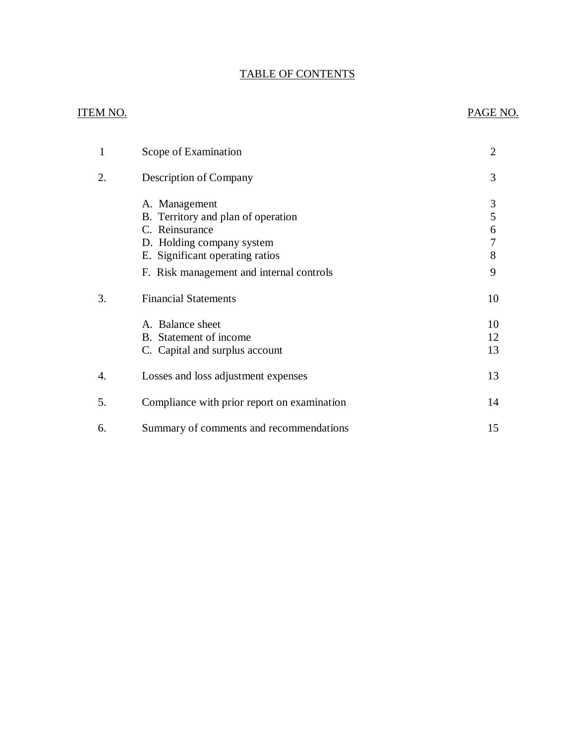# TABLE OF CONTENTS

| ITEM NO. | | PAGE NO. |
|---|---|---|
| 1 | Scope of Examination | 2 |
| 2. | Description of Company | 3 |
| | A. Management | 3 |
| | B. Territory and plan of operation | 5 |
| | C. Reinsurance | 6 |
| | D. Holding company system | 7 |
| | E. Significant operating ratios | 8 |
| | F. Risk management and internal controls | 9 |
| 3. | Financial Statements | 10 |
| | A. Balance sheet | 10 |
| | B. Statement of income | 12 |
| | C. Capital and surplus account | 13 |
| 4. | Losses and loss adjustment expenses | 13 |
| 5. | Compliance with prior report on examination | 14 |
| 6. | Summary of comments and recommendations | 15 |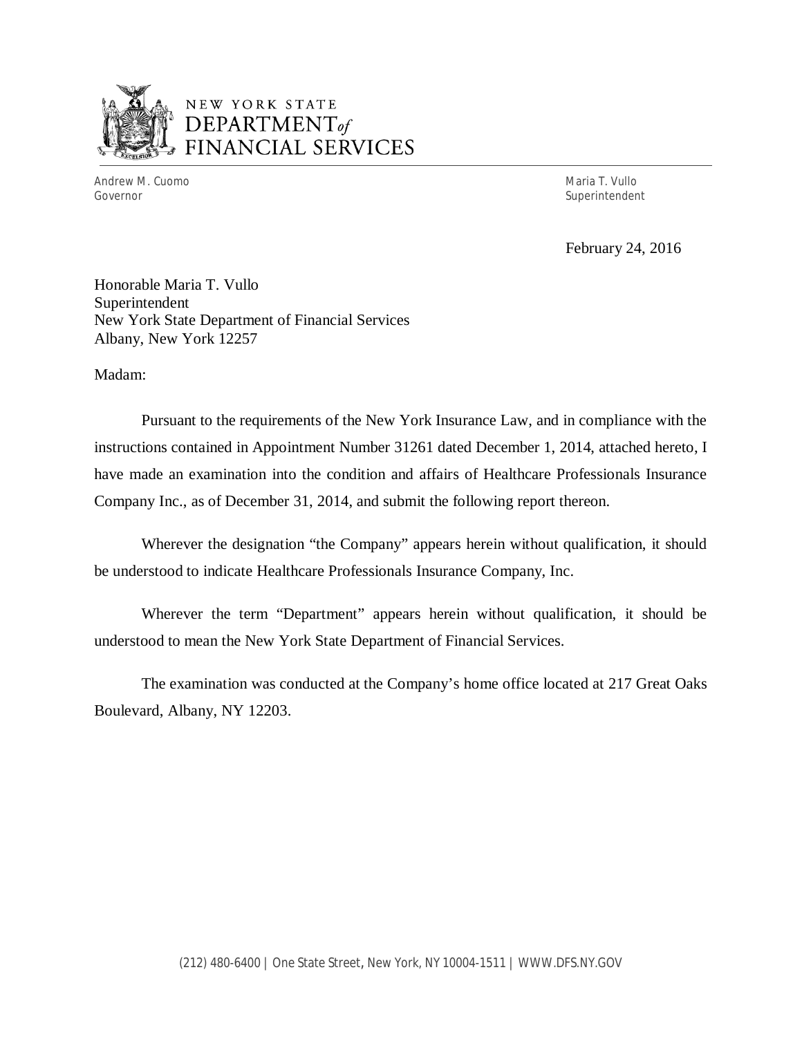NEW YORK STATE
DEPARTMENT *of*
FINANCIAL SERVICES

Andrew M. Cuomo
Governor

Maria T. Vullo
Superintendent

February 24, 2016

Honorable Maria T. Vullo
Superintendent
New York State Department of Financial Services
Albany, New York 12257

Madam:

Pursuant to the requirements of the New York Insurance Law, and in compliance with the instructions contained in Appointment Number 31261 dated December 1, 2014, attached hereto, I have made an examination into the condition and affairs of Healthcare Professionals Insurance Company Inc., as of December 31, 2014, and submit the following report thereon.

Wherever the designation "the Company" appears herein without qualification, it should be understood to indicate Healthcare Professionals Insurance Company, Inc.

Wherever the term "Department" appears herein without qualification, it should be understood to mean the New York State Department of Financial Services.

The examination was conducted at the Company's home office located at 217 Great Oaks Boulevard, Albany, NY 12203.

(212) 480-6400 | One State Street, New York, NY 10004-1511 | WWW.DFS.NY.GOV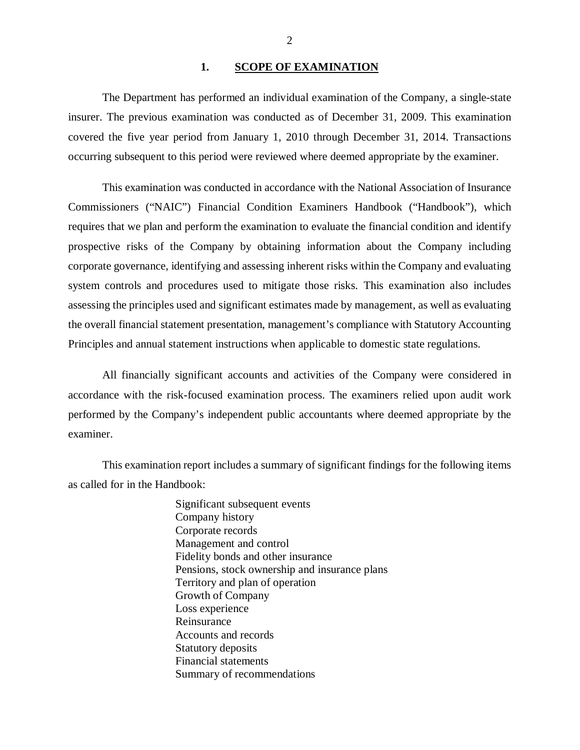## 1. SCOPE OF EXAMINATION

The Department has performed an individual examination of the Company, a single-state insurer. The previous examination was conducted as of December 31, 2009. This examination covered the five year period from January 1, 2010 through December 31, 2014. Transactions occurring subsequent to this period were reviewed where deemed appropriate by the examiner.

This examination was conducted in accordance with the National Association of Insurance Commissioners ("NAIC") Financial Condition Examiners Handbook ("Handbook"), which requires that we plan and perform the examination to evaluate the financial condition and identify prospective risks of the Company by obtaining information about the Company including corporate governance, identifying and assessing inherent risks within the Company and evaluating system controls and procedures used to mitigate those risks. This examination also includes assessing the principles used and significant estimates made by management, as well as evaluating the overall financial statement presentation, management's compliance with Statutory Accounting Principles and annual statement instructions when applicable to domestic state regulations.

All financially significant accounts and activities of the Company were considered in accordance with the risk-focused examination process. The examiners relied upon audit work performed by the Company's independent public accountants where deemed appropriate by the examiner.

This examination report includes a summary of significant findings for the following items as called for in the Handbook:

- Significant subsequent events
- Company history
- Corporate records
- Management and control
- Fidelity bonds and other insurance
- Pensions, stock ownership and insurance plans
- Territory and plan of operation
- Growth of Company
- Loss experience
- Reinsurance
- Accounts and records
- Statutory deposits
- Financial statements
- Summary of recommendations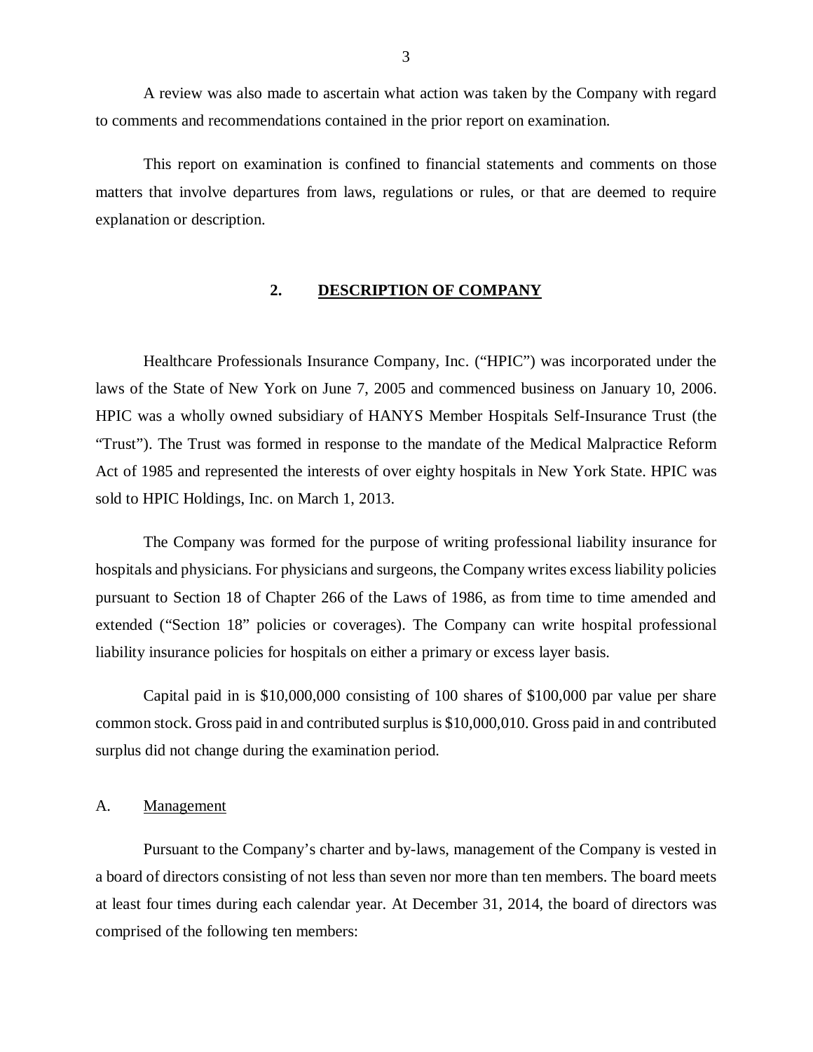A review was also made to ascertain what action was taken by the Company with regard to comments and recommendations contained in the prior report on examination.

This report on examination is confined to financial statements and comments on those matters that involve departures from laws, regulations or rules, or that are deemed to require explanation or description.

## 2. DESCRIPTION OF COMPANY

Healthcare Professionals Insurance Company, Inc. ("HPIC") was incorporated under the laws of the State of New York on June 7, 2005 and commenced business on January 10, 2006. HPIC was a wholly owned subsidiary of HANYS Member Hospitals Self-Insurance Trust (the "Trust"). The Trust was formed in response to the mandate of the Medical Malpractice Reform Act of 1985 and represented the interests of over eighty hospitals in New York State. HPIC was sold to HPIC Holdings, Inc. on March 1, 2013.

The Company was formed for the purpose of writing professional liability insurance for hospitals and physicians. For physicians and surgeons, the Company writes excess liability policies pursuant to Section 18 of Chapter 266 of the Laws of 1986, as from time to time amended and extended ("Section 18" policies or coverages). The Company can write hospital professional liability insurance policies for hospitals on either a primary or excess layer basis.

Capital paid in is $10,000,000 consisting of 100 shares of $100,000 par value per share common stock. Gross paid in and contributed surplus is $10,000,010. Gross paid in and contributed surplus did not change during the examination period.

### A. Management

Pursuant to the Company's charter and by-laws, management of the Company is vested in a board of directors consisting of not less than seven nor more than ten members. The board meets at least four times during each calendar year. At December 31, 2014, the board of directors was comprised of the following ten members: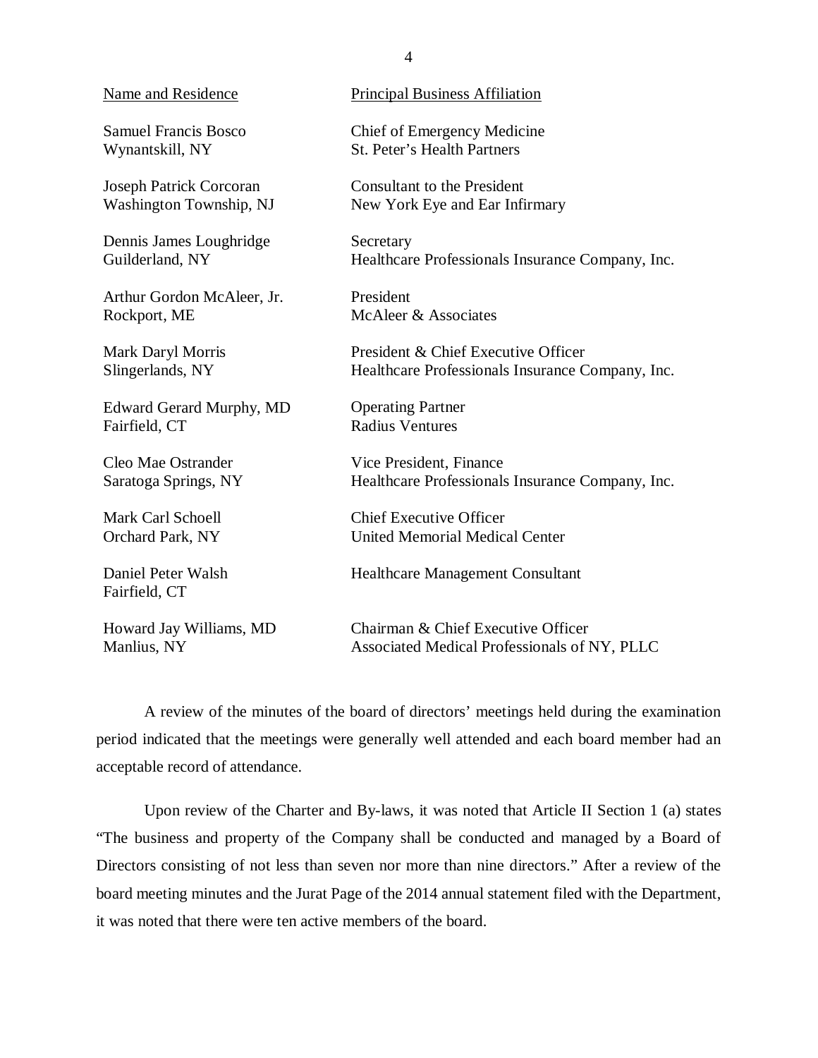| Name and Residence | Principal Business Affiliation |
|---|---|
| Samuel Francis Bosco<br>Wynantskill, NY | Chief of Emergency Medicine<br>St. Peter's Health Partners |
| Joseph Patrick Corcoran<br>Washington Township, NJ | Consultant to the President<br>New York Eye and Ear Infirmary |
| Dennis James Loughridge<br>Guilderland, NY | Secretary<br>Healthcare Professionals Insurance Company, Inc. |
| Arthur Gordon McAleer, Jr.<br>Rockport, ME | President<br>McAleer & Associates |
| Mark Daryl Morris<br>Slingerlands, NY | President & Chief Executive Officer<br>Healthcare Professionals Insurance Company, Inc. |
| Edward Gerard Murphy, MD<br>Fairfield, CT | Operating Partner<br>Radius Ventures |
| Cleo Mae Ostrander<br>Saratoga Springs, NY | Vice President, Finance<br>Healthcare Professionals Insurance Company, Inc. |
| Mark Carl Schoell<br>Orchard Park, NY | Chief Executive Officer<br>United Memorial Medical Center |
| Daniel Peter Walsh<br>Fairfield, CT | Healthcare Management Consultant |
| Howard Jay Williams, MD<br>Manlius, NY | Chairman & Chief Executive Officer<br>Associated Medical Professionals of NY, PLLC |

A review of the minutes of the board of directors' meetings held during the examination period indicated that the meetings were generally well attended and each board member had an acceptable record of attendance.

Upon review of the Charter and By-laws, it was noted that Article II Section 1 (a) states "The business and property of the Company shall be conducted and managed by a Board of Directors consisting of not less than seven nor more than nine directors." After a review of the board meeting minutes and the Jurat Page of the 2014 annual statement filed with the Department, it was noted that there were ten active members of the board.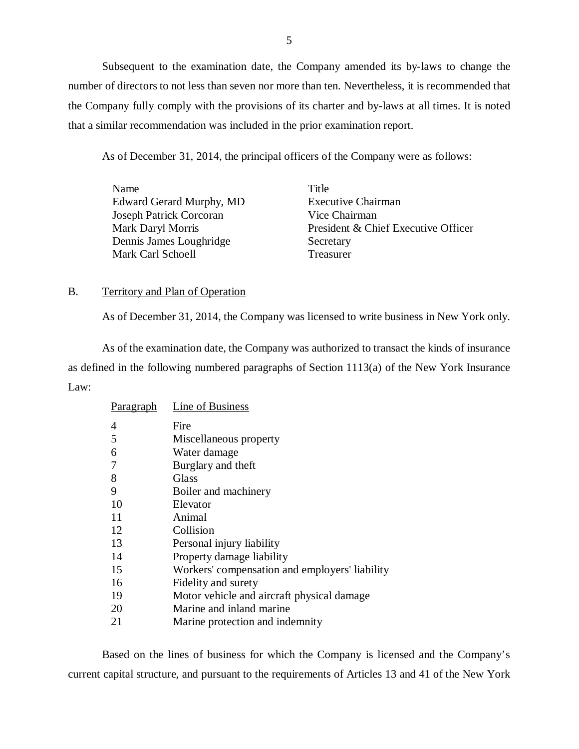Subsequent to the examination date, the Company amended its by-laws to change the number of directors to not less than seven nor more than ten. Nevertheless, it is recommended that the Company fully comply with the provisions of its charter and by-laws at all times. It is noted that a similar recommendation was included in the prior examination report.

As of December 31, 2014, the principal officers of the Company were as follows:

| Name | Title |
|---|---|
| Edward Gerard Murphy, MD | Executive Chairman |
| Joseph Patrick Corcoran | Vice Chairman |
| Mark Daryl Morris | President & Chief Executive Officer |
| Dennis James Loughridge | Secretary |
| Mark Carl Schoell | Treasurer |

## B. Territory and Plan of Operation

As of December 31, 2014, the Company was licensed to write business in New York only.

As of the examination date, the Company was authorized to transact the kinds of insurance as defined in the following numbered paragraphs of Section 1113(a) of the New York Insurance Law:

| Paragraph | Line of Business |
|---|---|
| 4 | Fire |
| 5 | Miscellaneous property |
| 6 | Water damage |
| 7 | Burglary and theft |
| 8 | Glass |
| 9 | Boiler and machinery |
| 10 | Elevator |
| 11 | Animal |
| 12 | Collision |
| 13 | Personal injury liability |
| 14 | Property damage liability |
| 15 | Workers' compensation and employers' liability |
| 16 | Fidelity and surety |
| 19 | Motor vehicle and aircraft physical damage |
| 20 | Marine and inland marine |
| 21 | Marine protection and indemnity |

Based on the lines of business for which the Company is licensed and the Company's current capital structure, and pursuant to the requirements of Articles 13 and 41 of the New York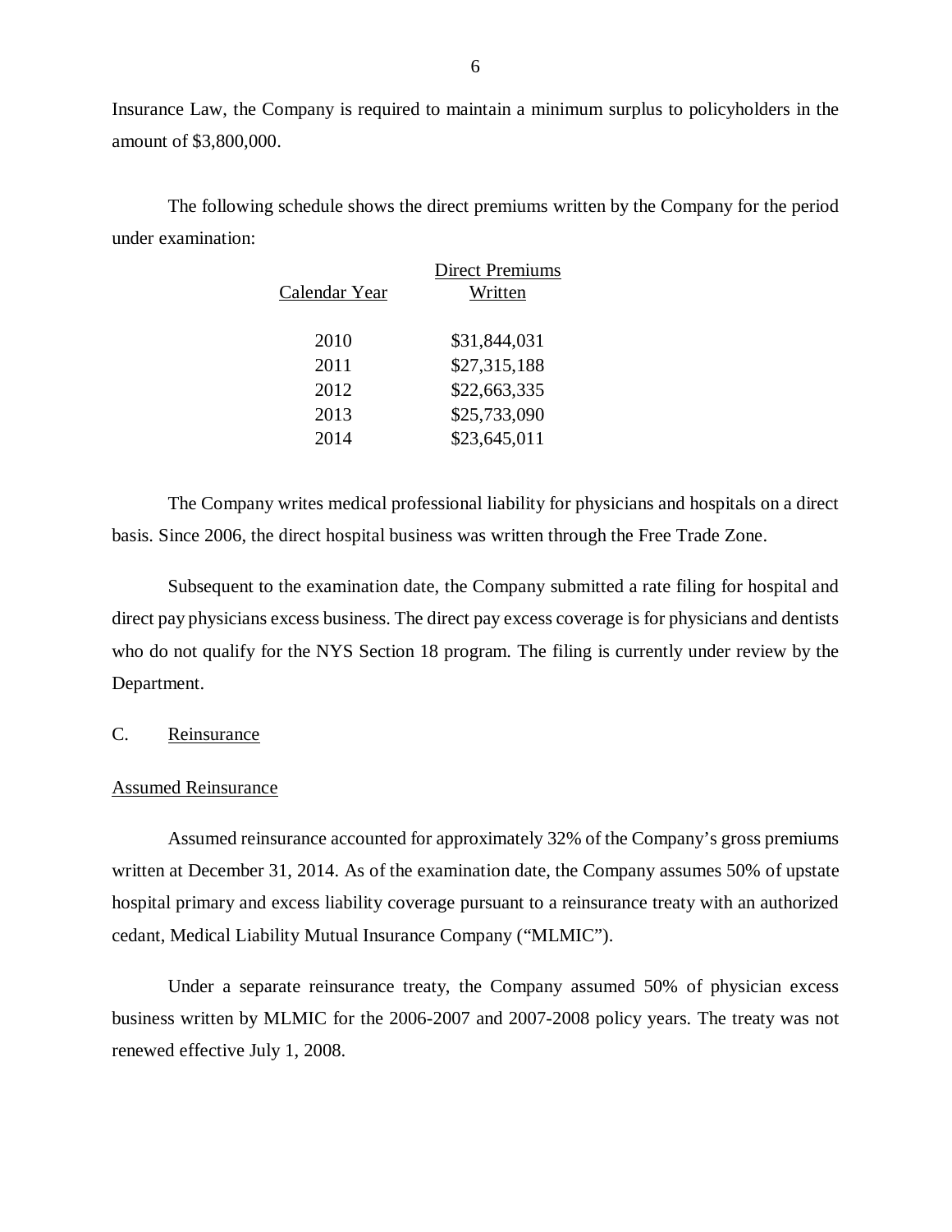Insurance Law, the Company is required to maintain a minimum surplus to policyholders in the amount of $3,800,000.

The following schedule shows the direct premiums written by the Company for the period under examination:

| Calendar Year | Direct Premiums Written |
|---|---|
| 2010 | $31,844,031 |
| 2011 | $27,315,188 |
| 2012 | $22,663,335 |
| 2013 | $25,733,090 |
| 2014 | $23,645,011 |

The Company writes medical professional liability for physicians and hospitals on a direct basis. Since 2006, the direct hospital business was written through the Free Trade Zone.

Subsequent to the examination date, the Company submitted a rate filing for hospital and direct pay physicians excess business. The direct pay excess coverage is for physicians and dentists who do not qualify for the NYS Section 18 program. The filing is currently under review by the Department.

## C. Reinsurance

### Assumed Reinsurance

Assumed reinsurance accounted for approximately 32% of the Company's gross premiums written at December 31, 2014. As of the examination date, the Company assumes 50% of upstate hospital primary and excess liability coverage pursuant to a reinsurance treaty with an authorized cedant, Medical Liability Mutual Insurance Company ("MLMIC").

Under a separate reinsurance treaty, the Company assumed 50% of physician excess business written by MLMIC for the 2006-2007 and 2007-2008 policy years. The treaty was not renewed effective July 1, 2008.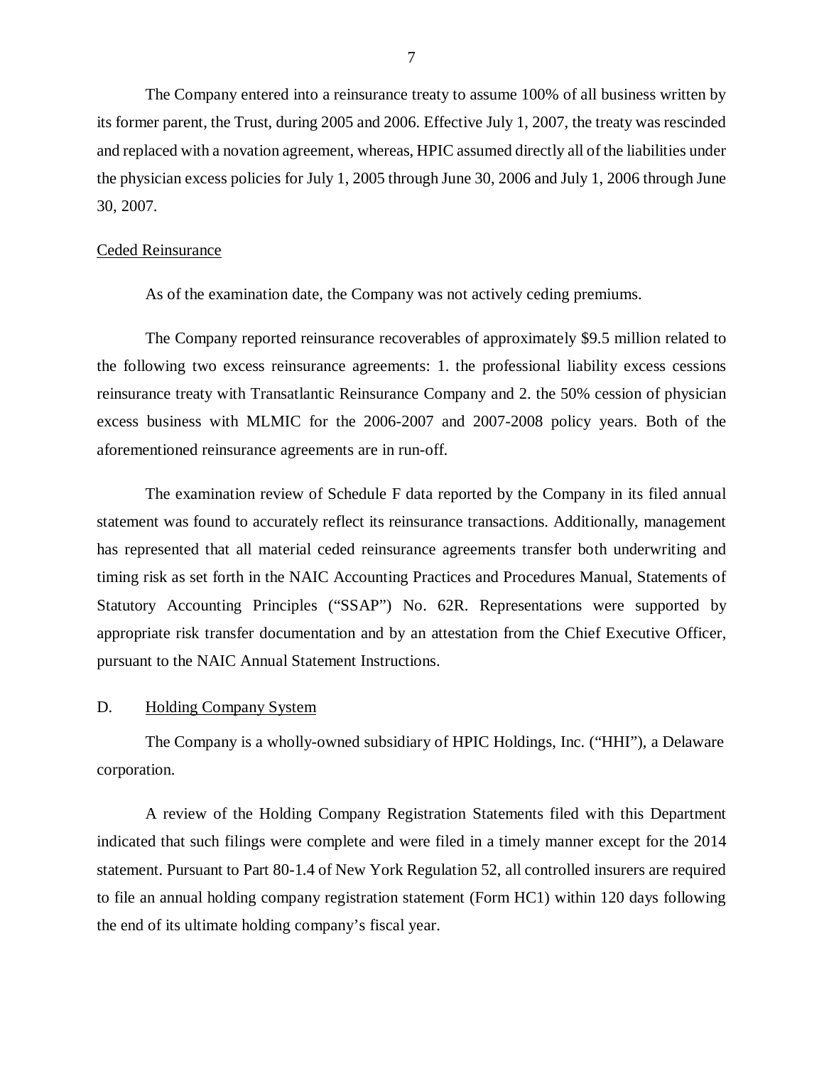The Company entered into a reinsurance treaty to assume 100% of all business written by its former parent, the Trust, during 2005 and 2006. Effective July 1, 2007, the treaty was rescinded and replaced with a novation agreement, whereas, HPIC assumed directly all of the liabilities under the physician excess policies for July 1, 2005 through June 30, 2006 and July 1, 2006 through June 30, 2007.

Ceded Reinsurance

As of the examination date, the Company was not actively ceding premiums.

The Company reported reinsurance recoverables of approximately $9.5 million related to the following two excess reinsurance agreements: 1. the professional liability excess cessions reinsurance treaty with Transatlantic Reinsurance Company and 2. the 50% cession of physician excess business with MLMIC for the 2006-2007 and 2007-2008 policy years. Both of the aforementioned reinsurance agreements are in run-off.

The examination review of Schedule F data reported by the Company in its filed annual statement was found to accurately reflect its reinsurance transactions. Additionally, management has represented that all material ceded reinsurance agreements transfer both underwriting and timing risk as set forth in the NAIC Accounting Practices and Procedures Manual, Statements of Statutory Accounting Principles ("SSAP") No. 62R. Representations were supported by appropriate risk transfer documentation and by an attestation from the Chief Executive Officer, pursuant to the NAIC Annual Statement Instructions.

## D. Holding Company System

The Company is a wholly-owned subsidiary of HPIC Holdings, Inc. ("HHI"), a Delaware corporation.

A review of the Holding Company Registration Statements filed with this Department indicated that such filings were complete and were filed in a timely manner except for the 2014 statement. Pursuant to Part 80-1.4 of New York Regulation 52, all controlled insurers are required to file an annual holding company registration statement (Form HC1) within 120 days following the end of its ultimate holding company's fiscal year.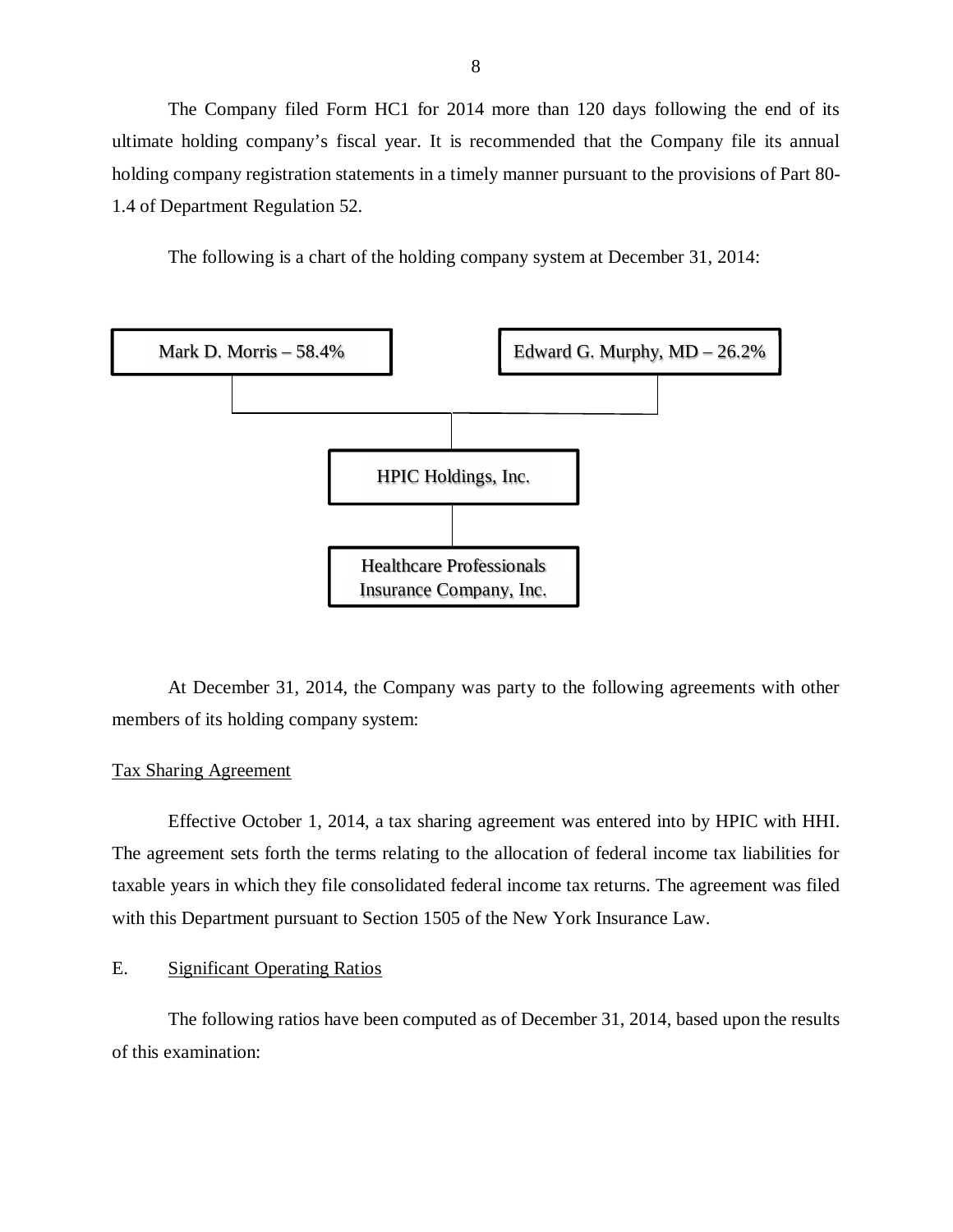The Company filed Form HC1 for 2014 more than 120 days following the end of its ultimate holding company's fiscal year. It is recommended that the Company file its annual holding company registration statements in a timely manner pursuant to the provisions of Part 80-1.4 of Department Regulation 52.

The following is a chart of the holding company system at December 31, 2014:

Mark D. Morris – 58.4%

Edward G. Murphy, MD – 26.2%

HPIC Holdings, Inc.

Healthcare Professionals Insurance Company, Inc.

At December 31, 2014, the Company was party to the following agreements with other members of its holding company system:

Tax Sharing Agreement

Effective October 1, 2014, a tax sharing agreement was entered into by HPIC with HHI. The agreement sets forth the terms relating to the allocation of federal income tax liabilities for taxable years in which they file consolidated federal income tax returns. The agreement was filed with this Department pursuant to Section 1505 of the New York Insurance Law.

## E. Significant Operating Ratios

The following ratios have been computed as of December 31, 2014, based upon the results of this examination: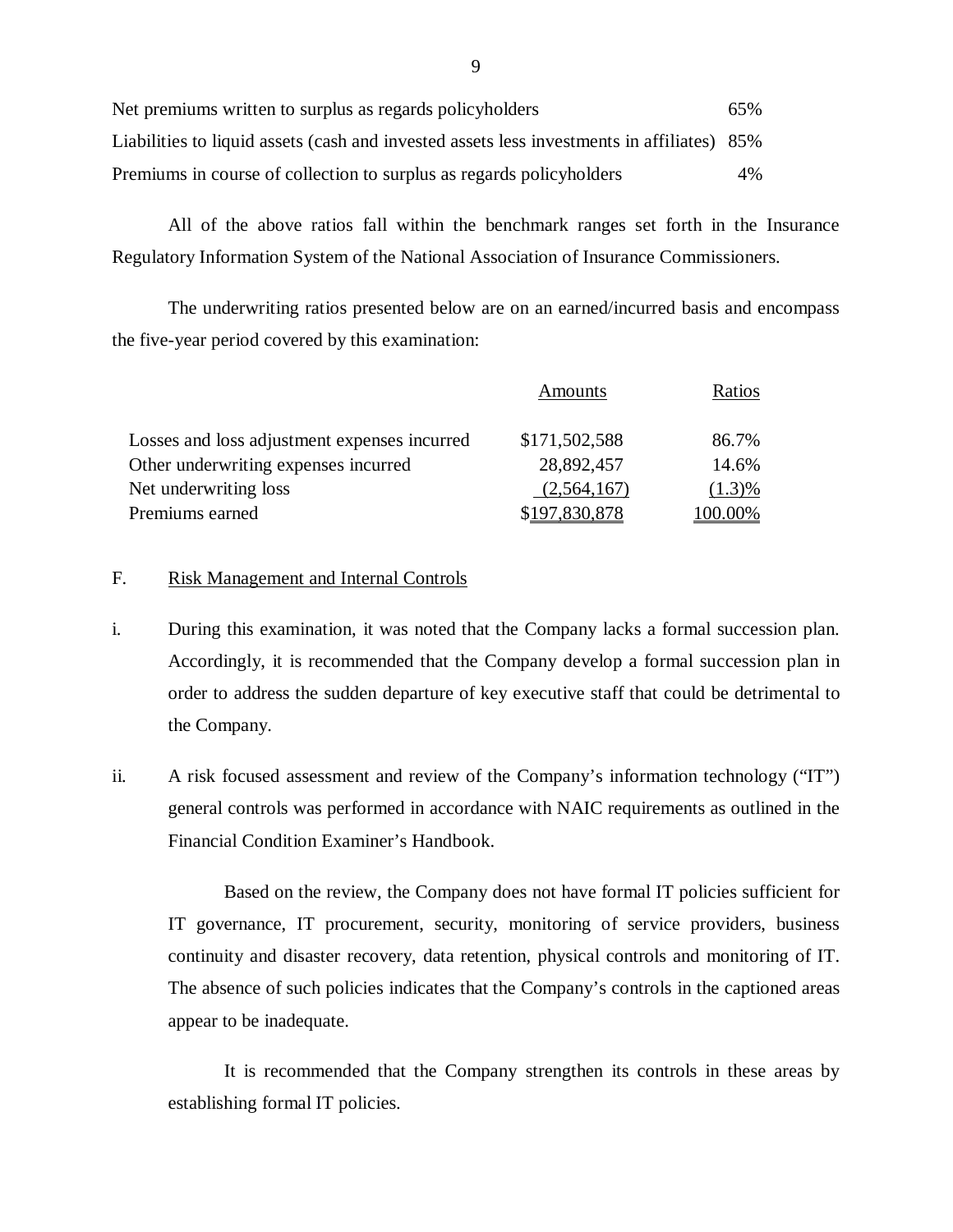| | |
|---|---|
| Net premiums written to surplus as regards policyholders | 65% |
| Liabilities to liquid assets (cash and invested assets less investments in affiliates) | 85% |
| Premiums in course of collection to surplus as regards policyholders | 4% |

All of the above ratios fall within the benchmark ranges set forth in the Insurance Regulatory Information System of the National Association of Insurance Commissioners.

The underwriting ratios presented below are on an earned/incurred basis and encompass the five-year period covered by this examination:

| | Amounts | Ratios |
|---|---|---|
| Losses and loss adjustment expenses incurred | $171,502,588 | 86.7% |
| Other underwriting expenses incurred | 28,892,457 | 14.6% |
| Net underwriting loss | (2,564,167) | (1.3)% |
| Premiums earned | $197,830,878 | 100.00% |

F. Risk Management and Internal Controls

i. During this examination, it was noted that the Company lacks a formal succession plan. Accordingly, it is recommended that the Company develop a formal succession plan in order to address the sudden departure of key executive staff that could be detrimental to the Company.

ii. A risk focused assessment and review of the Company's information technology ("IT") general controls was performed in accordance with NAIC requirements as outlined in the Financial Condition Examiner's Handbook.

Based on the review, the Company does not have formal IT policies sufficient for IT governance, IT procurement, security, monitoring of service providers, business continuity and disaster recovery, data retention, physical controls and monitoring of IT. The absence of such policies indicates that the Company's controls in the captioned areas appear to be inadequate.

It is recommended that the Company strengthen its controls in these areas by establishing formal IT policies.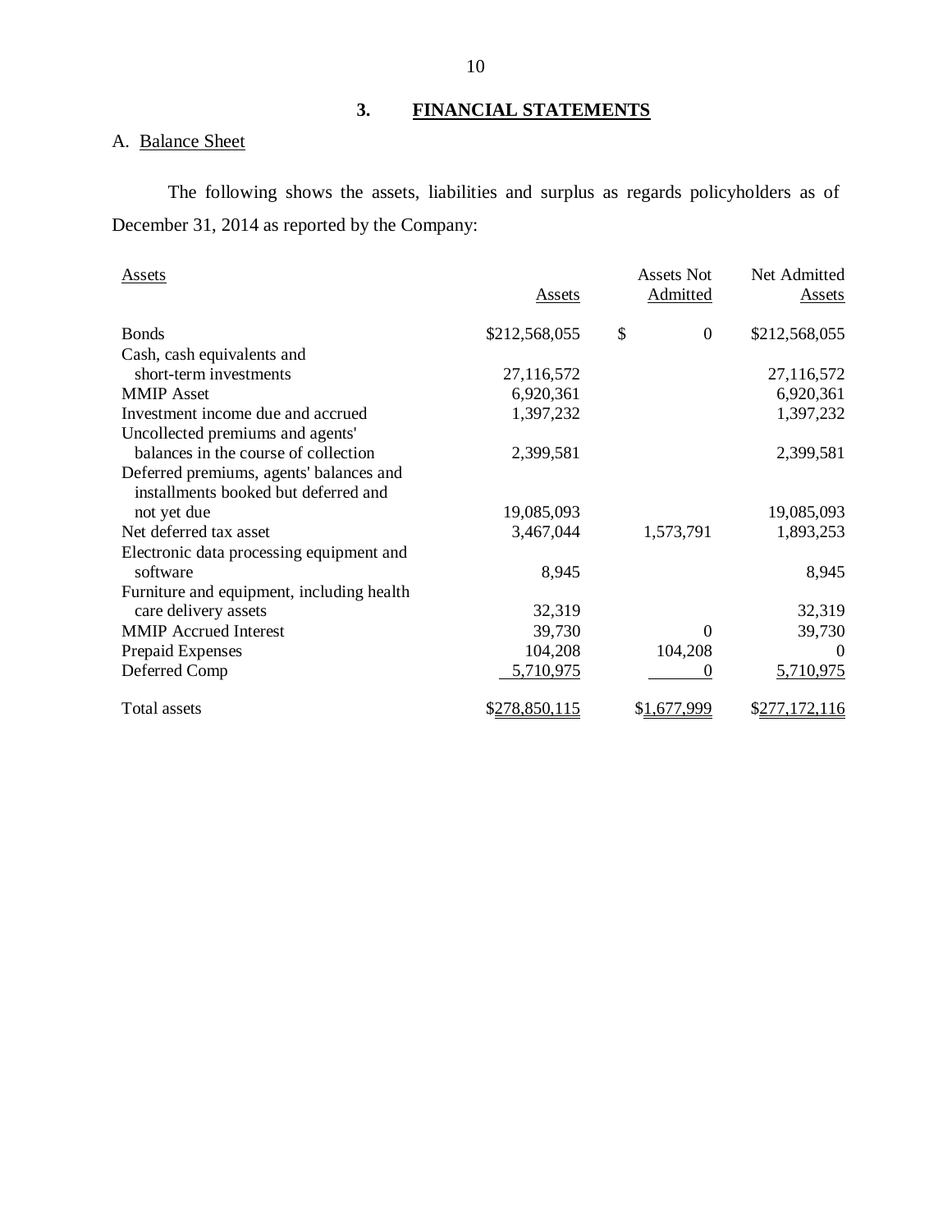## 3. FINANCIAL STATEMENTS

A. Balance Sheet

The following shows the assets, liabilities and surplus as regards policyholders as of December 31, 2014 as reported by the Company:

| Assets | Assets | Assets Not Admitted | Net Admitted Assets |
|---|---|---|---|
| Bonds | $212,568,055 | $ 0 | $212,568,055 |
| Cash, cash equivalents and short-term investments | 27,116,572 | | 27,116,572 |
| MMIP Asset | 6,920,361 | | 6,920,361 |
| Investment income due and accrued | 1,397,232 | | 1,397,232 |
| Uncollected premiums and agents' balances in the course of collection | 2,399,581 | | 2,399,581 |
| Deferred premiums, agents' balances and installments booked but deferred and not yet due | 19,085,093 | | 19,085,093 |
| Net deferred tax asset | 3,467,044 | 1,573,791 | 1,893,253 |
| Electronic data processing equipment and software | 8,945 | | 8,945 |
| Furniture and equipment, including health care delivery assets | 32,319 | | 32,319 |
| MMIP Accrued Interest | 39,730 | 0 | 39,730 |
| Prepaid Expenses | 104,208 | 104,208 | 0 |
| Deferred Comp | 5,710,975 | 0 | 5,710,975 |
| Total assets | $278,850,115 | $1,677,999 | $277,172,116 |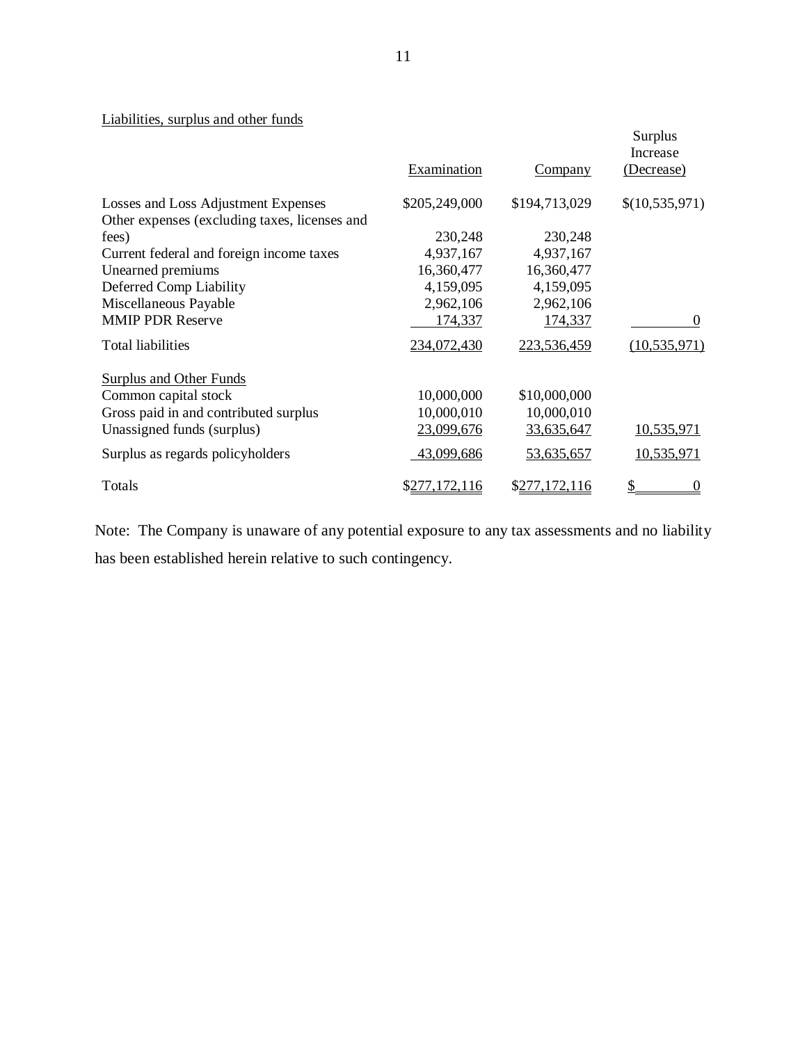Liabilities, surplus and other funds

| | Examination | Company | Surplus Increase (Decrease) |
|---|---|---|---|
| Losses and Loss Adjustment Expenses | $205,249,000 | $194,713,029 | $(10,535,971) |
| Other expenses (excluding taxes, licenses and fees) | 230,248 | 230,248 | |
| Current federal and foreign income taxes | 4,937,167 | 4,937,167 | |
| Unearned premiums | 16,360,477 | 16,360,477 | |
| Deferred Comp Liability | 4,159,095 | 4,159,095 | |
| Miscellaneous Payable | 2,962,106 | 2,962,106 | |
| MMIP PDR Reserve | 174,337 | 174,337 | 0 |
| Total liabilities | 234,072,430 | 223,536,459 | (10,535,971) |
| Surplus and Other Funds | | | |
| Common capital stock | 10,000,000 | $10,000,000 | |
| Gross paid in and contributed surplus | 10,000,010 | 10,000,010 | |
| Unassigned funds (surplus) | 23,099,676 | 33,635,647 | 10,535,971 |
| Surplus as regards policyholders | 43,099,686 | 53,635,657 | 10,535,971 |
| Totals | $277,172,116 | $277,172,116 | $ 0 |

Note: The Company is unaware of any potential exposure to any tax assessments and no liability has been established herein relative to such contingency.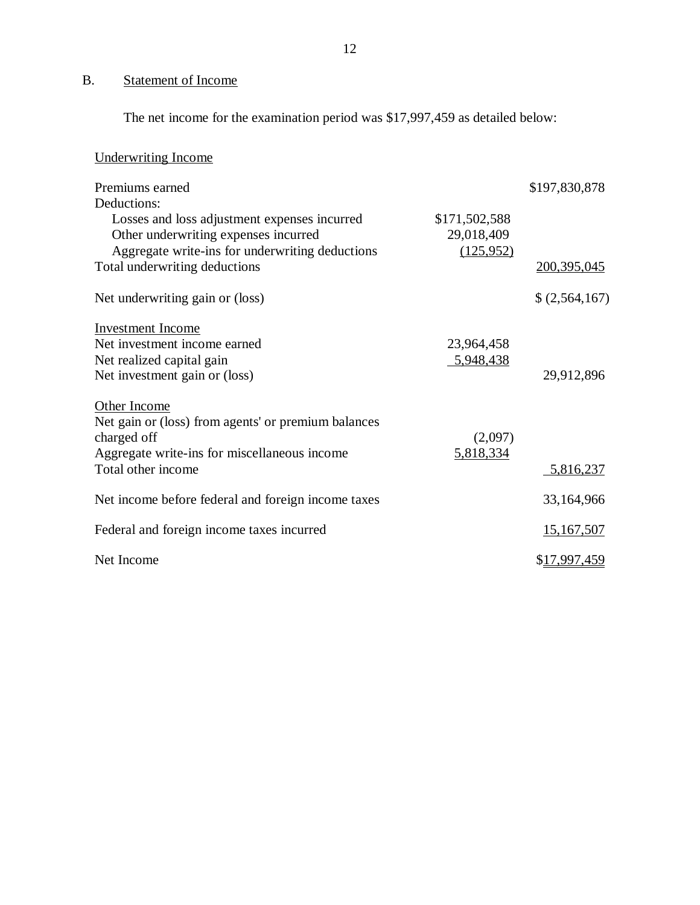## B. Statement of Income

The net income for the examination period was $17,997,459 as detailed below:

| Underwriting Income | | |
|---|---|---|
| Premiums earned | | $197,830,878 |
| Deductions: | | |
| Losses and loss adjustment expenses incurred | $171,502,588 | |
| Other underwriting expenses incurred | 29,018,409 | |
| Aggregate write-ins for underwriting deductions | (125,952) | |
| Total underwriting deductions | | 200,395,045 |
| Net underwriting gain or (loss) | | $ (2,564,167) |
| **Investment Income** | | |
| Net investment income earned | 23,964,458 | |
| Net realized capital gain | 5,948,438 | |
| Net investment gain or (loss) | | 29,912,896 |
| **Other Income** | | |
| Net gain or (loss) from agents' or premium balances charged off | (2,097) | |
| Aggregate write-ins for miscellaneous income | 5,818,334 | |
| Total other income | | 5,816,237 |
| Net income before federal and foreign income taxes | | 33,164,966 |
| Federal and foreign income taxes incurred | | 15,167,507 |
| Net Income | | $17,997,459 |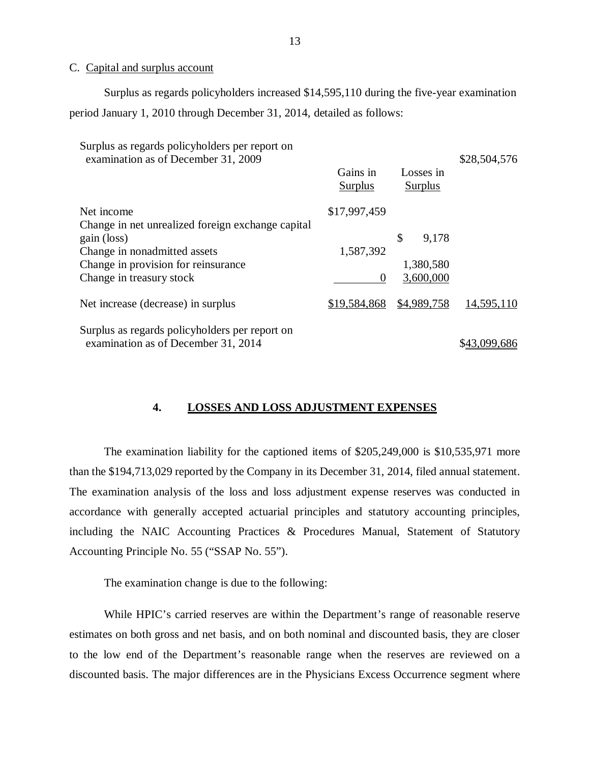C. Capital and surplus account

Surplus as regards policyholders increased $14,595,110 during the five-year examination period January 1, 2010 through December 31, 2014, detailed as follows:

| | Gains in Surplus | Losses in Surplus | |
|---|---|---|---|
| Surplus as regards policyholders per report on examination as of December 31, 2009 | | | $28,504,576 |
| Net income | $17,997,459 | | |
| Change in net unrealized foreign exchange capital gain (loss) | | $ 9,178 | |
| Change in nonadmitted assets | 1,587,392 | | |
| Change in provision for reinsurance | | 1,380,580 | |
| Change in treasury stock | 0 | 3,600,000 | |
| Net increase (decrease) in surplus | $19,584,868 | $4,989,758 | 14,595,110 |
| Surplus as regards policyholders per report on examination as of December 31, 2014 | | | $43,099,686 |

## 4. LOSSES AND LOSS ADJUSTMENT EXPENSES

The examination liability for the captioned items of $205,249,000 is $10,535,971 more than the $194,713,029 reported by the Company in its December 31, 2014, filed annual statement. The examination analysis of the loss and loss adjustment expense reserves was conducted in accordance with generally accepted actuarial principles and statutory accounting principles, including the NAIC Accounting Practices & Procedures Manual, Statement of Statutory Accounting Principle No. 55 ("SSAP No. 55").

The examination change is due to the following:

While HPIC's carried reserves are within the Department's range of reasonable reserve estimates on both gross and net basis, and on both nominal and discounted basis, they are closer to the low end of the Department's reasonable range when the reserves are reviewed on a discounted basis. The major differences are in the Physicians Excess Occurrence segment where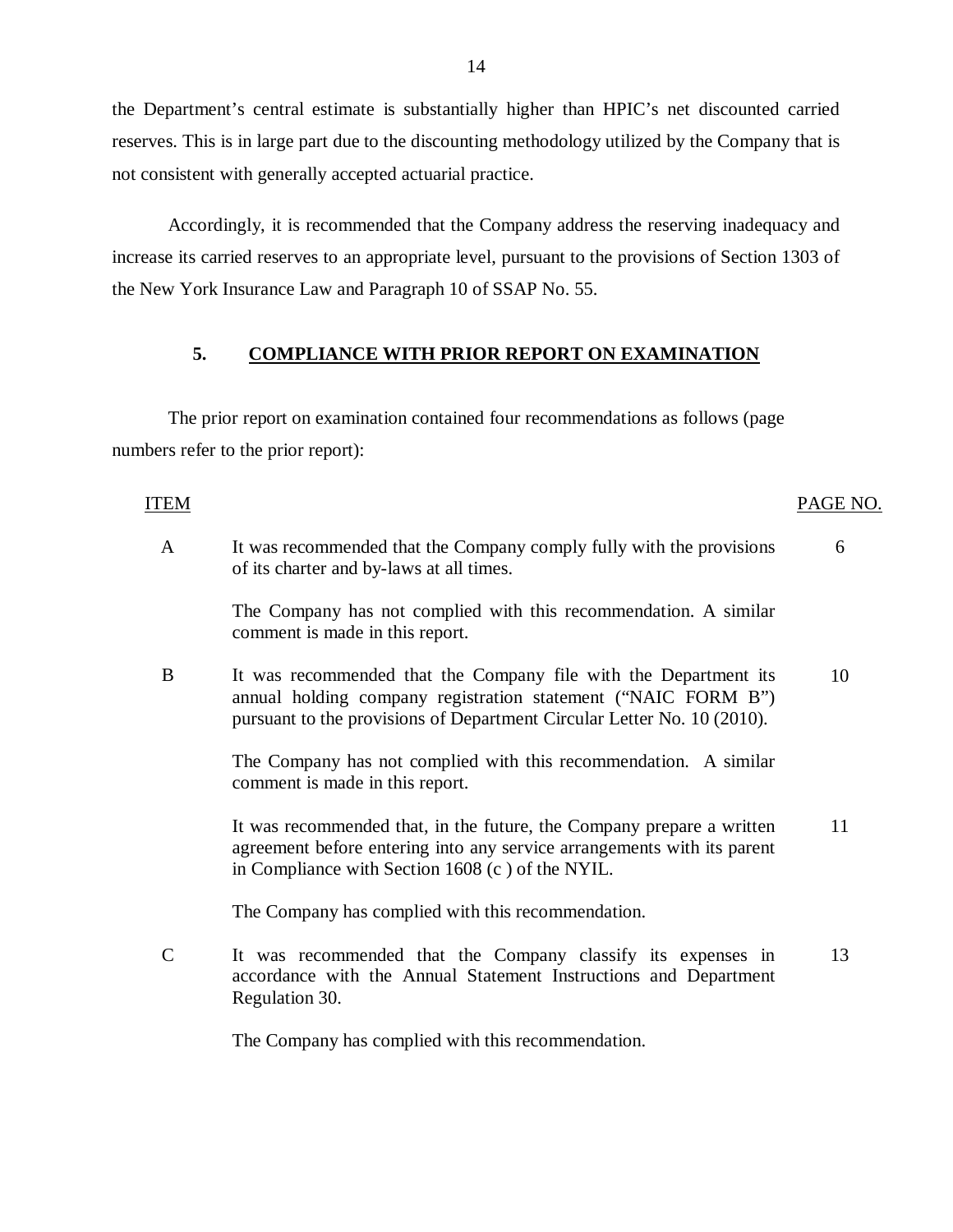the Department's central estimate is substantially higher than HPIC's net discounted carried reserves. This is in large part due to the discounting methodology utilized by the Company that is not consistent with generally accepted actuarial practice.

Accordingly, it is recommended that the Company address the reserving inadequacy and increase its carried reserves to an appropriate level, pursuant to the provisions of Section 1303 of the New York Insurance Law and Paragraph 10 of SSAP No. 55.

## 5. COMPLIANCE WITH PRIOR REPORT ON EXAMINATION

The prior report on examination contained four recommendations as follows (page numbers refer to the prior report):

| ITEM | | PAGE NO. |
|---|---|---|
| A | It was recommended that the Company comply fully with the provisions of its charter and by-laws at all times. | 6 |
| | The Company has not complied with this recommendation. A similar comment is made in this report. | |
| B | It was recommended that the Company file with the Department its annual holding company registration statement ("NAIC FORM B") pursuant to the provisions of Department Circular Letter No. 10 (2010). | 10 |
| | The Company has not complied with this recommendation. A similar comment is made in this report. | |
| | It was recommended that, in the future, the Company prepare a written agreement before entering into any service arrangements with its parent in Compliance with Section 1608 (c ) of the NYIL. | 11 |
| | The Company has complied with this recommendation. | |
| C | It was recommended that the Company classify its expenses in accordance with the Annual Statement Instructions and Department Regulation 30. | 13 |
| | The Company has complied with this recommendation. | |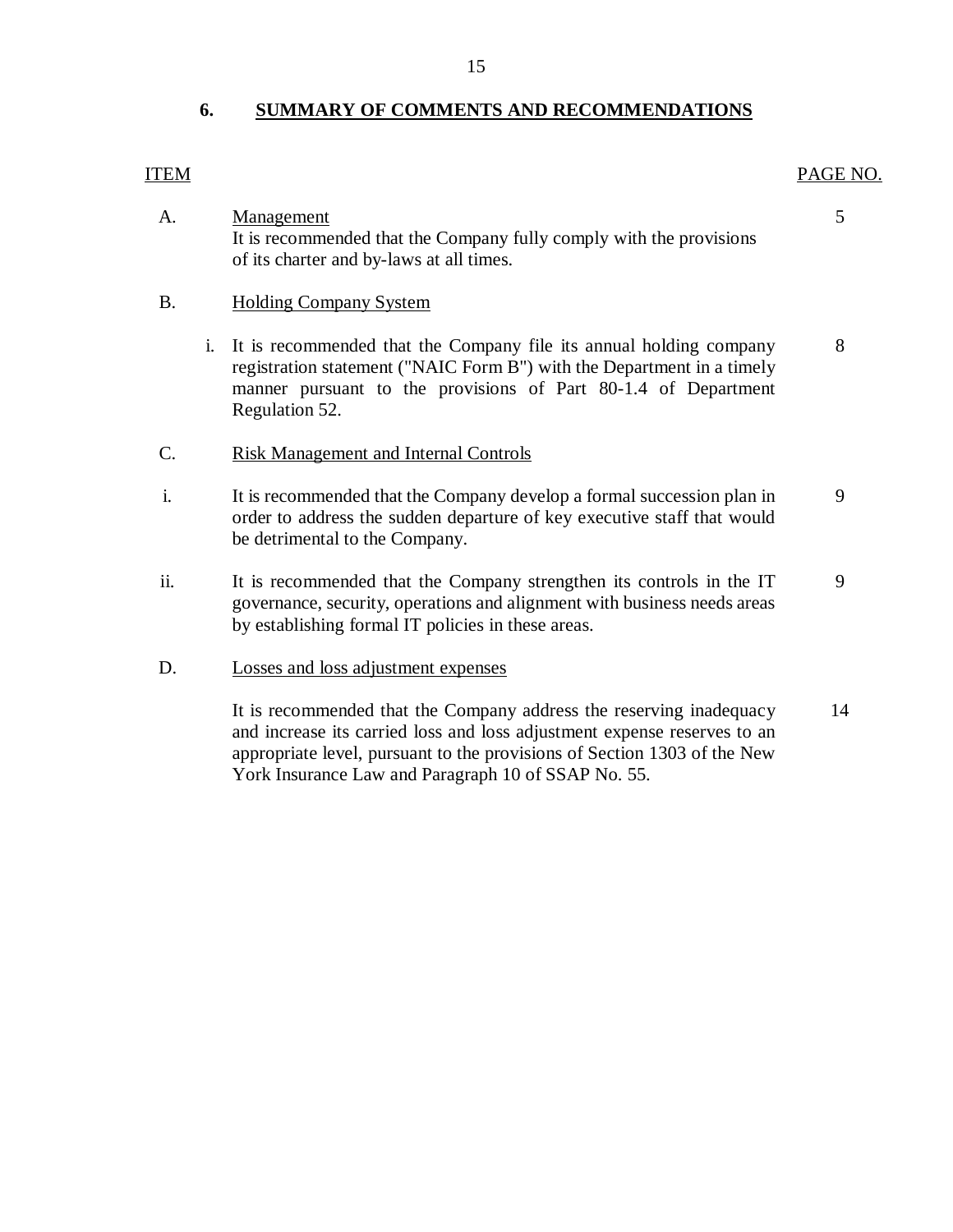## 6. SUMMARY OF COMMENTS AND RECOMMENDATIONS

| ITEM | | | PAGE NO. |
|---|---|---|---|
| A. | | Management<br>It is recommended that the Company fully comply with the provisions of its charter and by-laws at all times. | 5 |
| B. | | Holding Company System | |
| | i. | It is recommended that the Company file its annual holding company registration statement ("NAIC Form B") with the Department in a timely manner pursuant to the provisions of Part 80-1.4 of Department Regulation 52. | 8 |
| C. | | Risk Management and Internal Controls | |
| i. | | It is recommended that the Company develop a formal succession plan in order to address the sudden departure of key executive staff that would be detrimental to the Company. | 9 |
| ii. | | It is recommended that the Company strengthen its controls in the IT governance, security, operations and alignment with business needs areas by establishing formal IT policies in these areas. | 9 |
| D. | | Losses and loss adjustment expenses | |
| | | It is recommended that the Company address the reserving inadequacy and increase its carried loss and loss adjustment expense reserves to an appropriate level, pursuant to the provisions of Section 1303 of the New York Insurance Law and Paragraph 10 of SSAP No. 55. | 14 |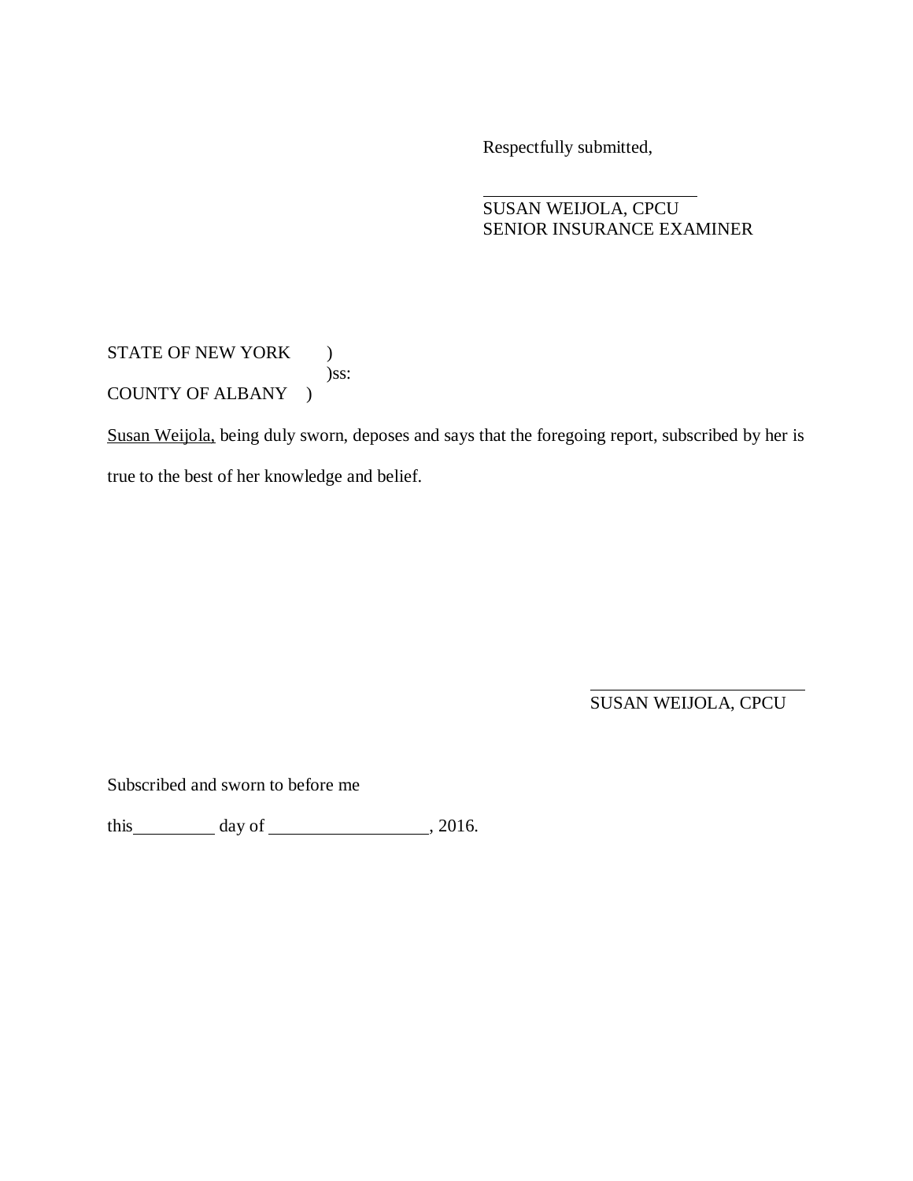Respectfully submitted,

\_\_\_\_\_\_\_\_\_\_\_\_\_\_\_\_\_\_\_\_\_\_\_\_
SUSAN WEIJOLA, CPCU
SENIOR INSURANCE EXAMINER

STATE OF NEW YORK )
)ss:
COUNTY OF ALBANY )

Susan Weijola, being duly sworn, deposes and says that the foregoing report, subscribed by her is true to the best of her knowledge and belief.

\_\_\_\_\_\_\_\_\_\_\_\_\_\_\_\_\_\_\_\_\_\_\_\_
SUSAN WEIJOLA, CPCU

Subscribed and sworn to before me

this\_\_\_\_\_\_\_\_\_ day of \_\_\_\_\_\_\_\_\_\_\_\_\_\_\_\_\_, 2016.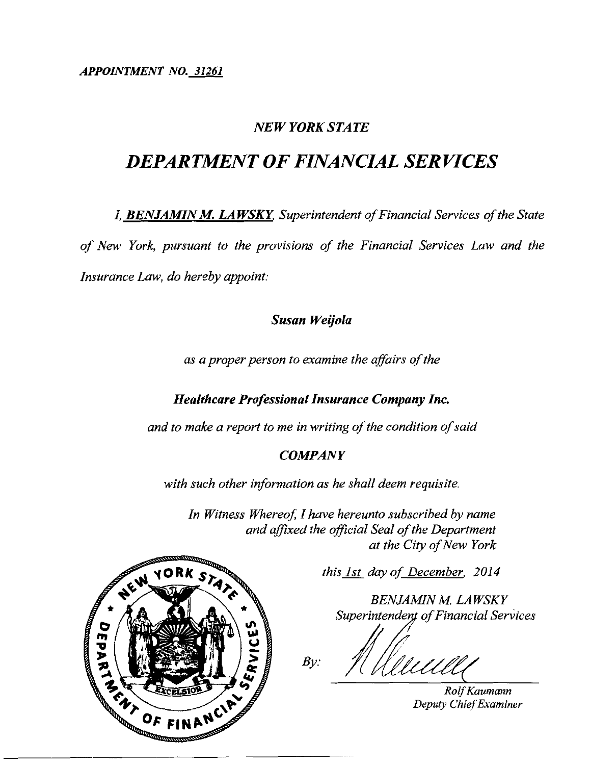*APPOINTMENT NO. 31261*

*NEW YORK STATE*

# *DEPARTMENT OF FINANCIAL SERVICES*

*I, **BENJAMIN M. LAWSKY**, Superintendent of Financial Services of the State of New York, pursuant to the provisions of the Financial Services Law and the Insurance Law, do hereby appoint:*

***Susan Weijola***

*as a proper person to examine the affairs of the*

***Healthcare Professional Insurance Company Inc.***

*and to make a report to me in writing of the condition of said*

*COMPANY*

*with such other information as he shall deem requisite.*

*In Witness Whereof, I have hereunto subscribed by name and affixed the official Seal of the Department at the City of New York*

*this 1st day of December, 2014*

*BENJAMIN M. LAWSKY*
*Superintendent of Financial Services*

By:

*Rolf Kaumann*
*Deputy Chief Examiner*